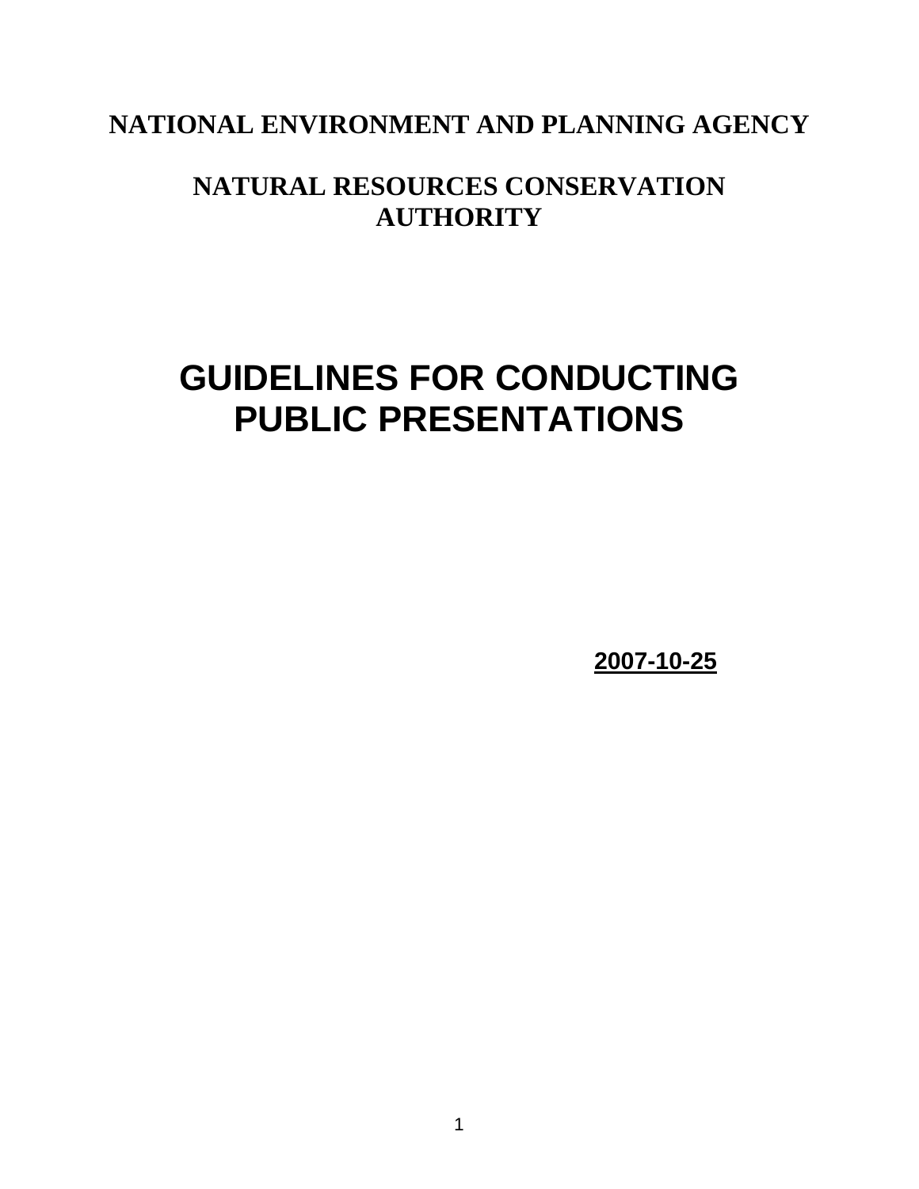**NATIONAL ENVIRONMENT AND PLANNING AGENCY**

**NATURAL RESOURCES CONSERVATION AUTHORITY**

# GUIDELINES FOR CONDUCTING PUBLIC PRESENTATIONS

**2007-10-25**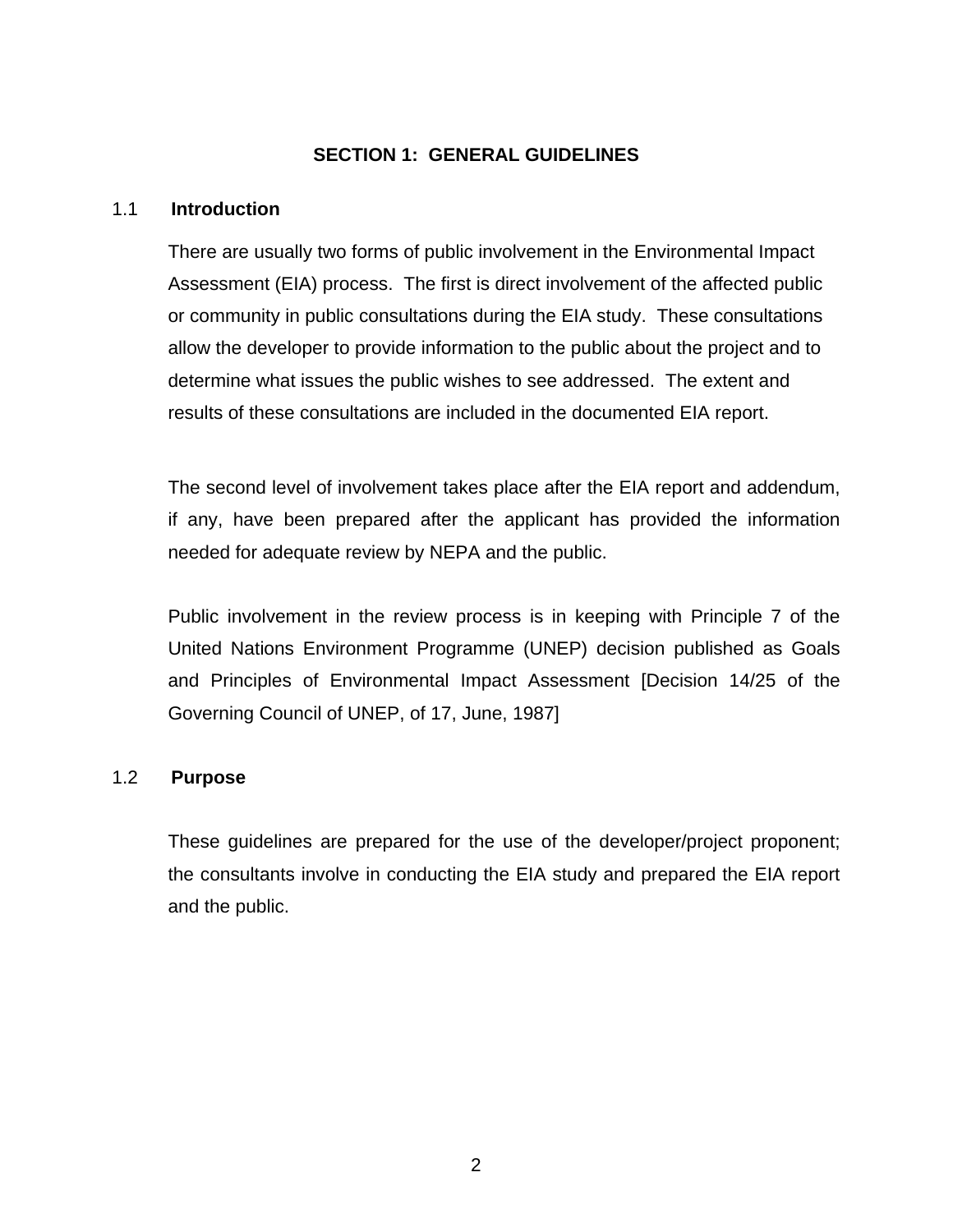# SECTION 1: GENERAL GUIDELINES

## 1.1 Introduction

There are usually two forms of public involvement in the Environmental Impact Assessment (EIA) process. The first is direct involvement of the affected public or community in public consultations during the EIA study. These consultations allow the developer to provide information to the public about the project and to determine what issues the public wishes to see addressed. The extent and results of these consultations are included in the documented EIA report.

The second level of involvement takes place after the EIA report and addendum, if any, have been prepared after the applicant has provided the information needed for adequate review by NEPA and the public.

Public involvement in the review process is in keeping with Principle 7 of the United Nations Environment Programme (UNEP) decision published as Goals and Principles of Environmental Impact Assessment [Decision 14/25 of the Governing Council of UNEP, of 17, June, 1987]

## 1.2 Purpose

These guidelines are prepared for the use of the developer/project proponent; the consultants involve in conducting the EIA study and prepared the EIA report and the public.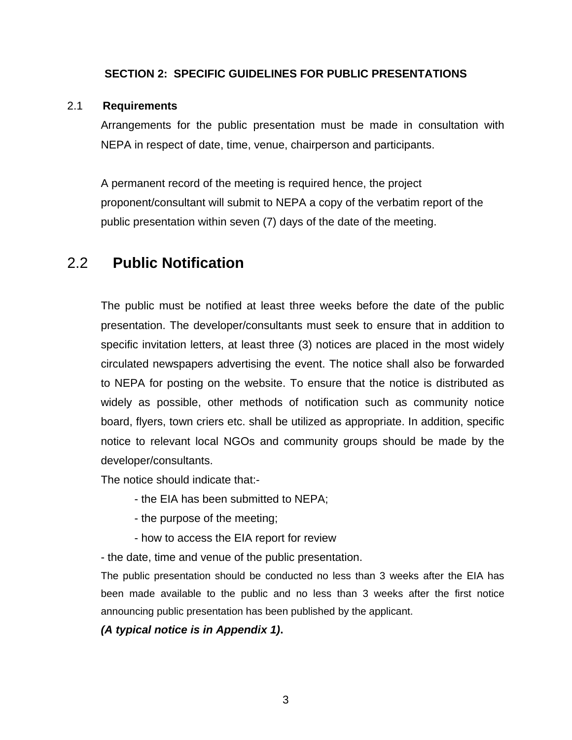## SECTION 2: SPECIFIC GUIDELINES FOR PUBLIC PRESENTATIONS

### 2.1 Requirements

Arrangements for the public presentation must be made in consultation with NEPA in respect of date, time, venue, chairperson and participants.

A permanent record of the meeting is required hence, the project proponent/consultant will submit to NEPA a copy of the verbatim report of the public presentation within seven (7) days of the date of the meeting.

### 2.2 Public Notification

The public must be notified at least three weeks before the date of the public presentation. The developer/consultants must seek to ensure that in addition to specific invitation letters, at least three (3) notices are placed in the most widely circulated newspapers advertising the event. The notice shall also be forwarded to NEPA for posting on the website. To ensure that the notice is distributed as widely as possible, other methods of notification such as community notice board, flyers, town criers etc. shall be utilized as appropriate. In addition, specific notice to relevant local NGOs and community groups should be made by the developer/consultants.

The notice should indicate that:-

- the EIA has been submitted to NEPA;
- the purpose of the meeting;
- how to access the EIA report for review
- the date, time and venue of the public presentation.

The public presentation should be conducted no less than 3 weeks after the EIA has been made available to the public and no less than 3 weeks after the first notice announcing public presentation has been published by the applicant.

***(A typical notice is in Appendix 1).***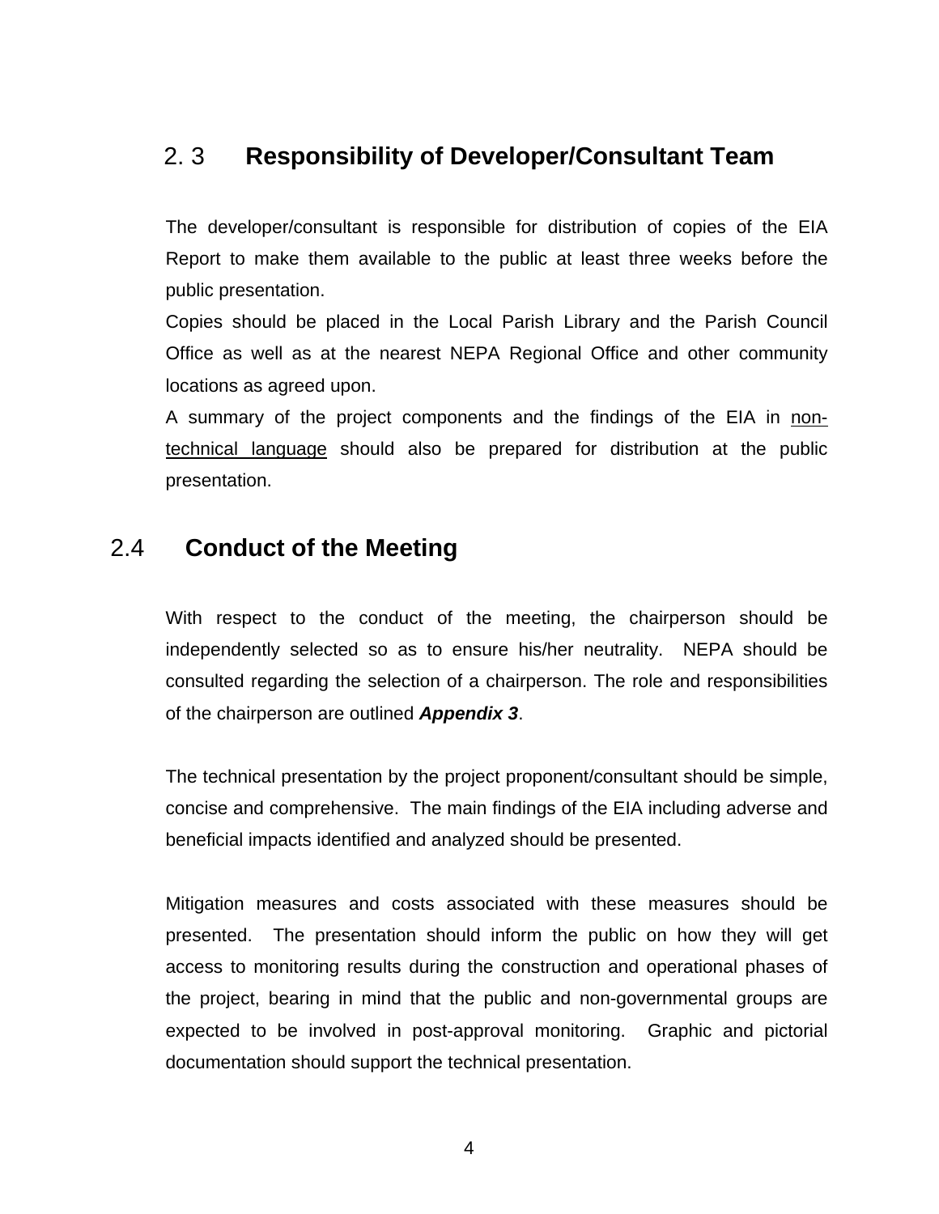## 2. 3 Responsibility of Developer/Consultant Team

The developer/consultant is responsible for distribution of copies of the EIA Report to make them available to the public at least three weeks before the public presentation.

Copies should be placed in the Local Parish Library and the Parish Council Office as well as at the nearest NEPA Regional Office and other community locations as agreed upon.

A summary of the project components and the findings of the EIA in <u>non-technical language</u> should also be prepared for distribution at the public presentation.

## 2.4 Conduct of the Meeting

With respect to the conduct of the meeting, the chairperson should be independently selected so as to ensure his/her neutrality. NEPA should be consulted regarding the selection of a chairperson. The role and responsibilities of the chairperson are outlined ***Appendix 3***.

The technical presentation by the project proponent/consultant should be simple, concise and comprehensive. The main findings of the EIA including adverse and beneficial impacts identified and analyzed should be presented.

Mitigation measures and costs associated with these measures should be presented. The presentation should inform the public on how they will get access to monitoring results during the construction and operational phases of the project, bearing in mind that the public and non-governmental groups are expected to be involved in post-approval monitoring. Graphic and pictorial documentation should support the technical presentation.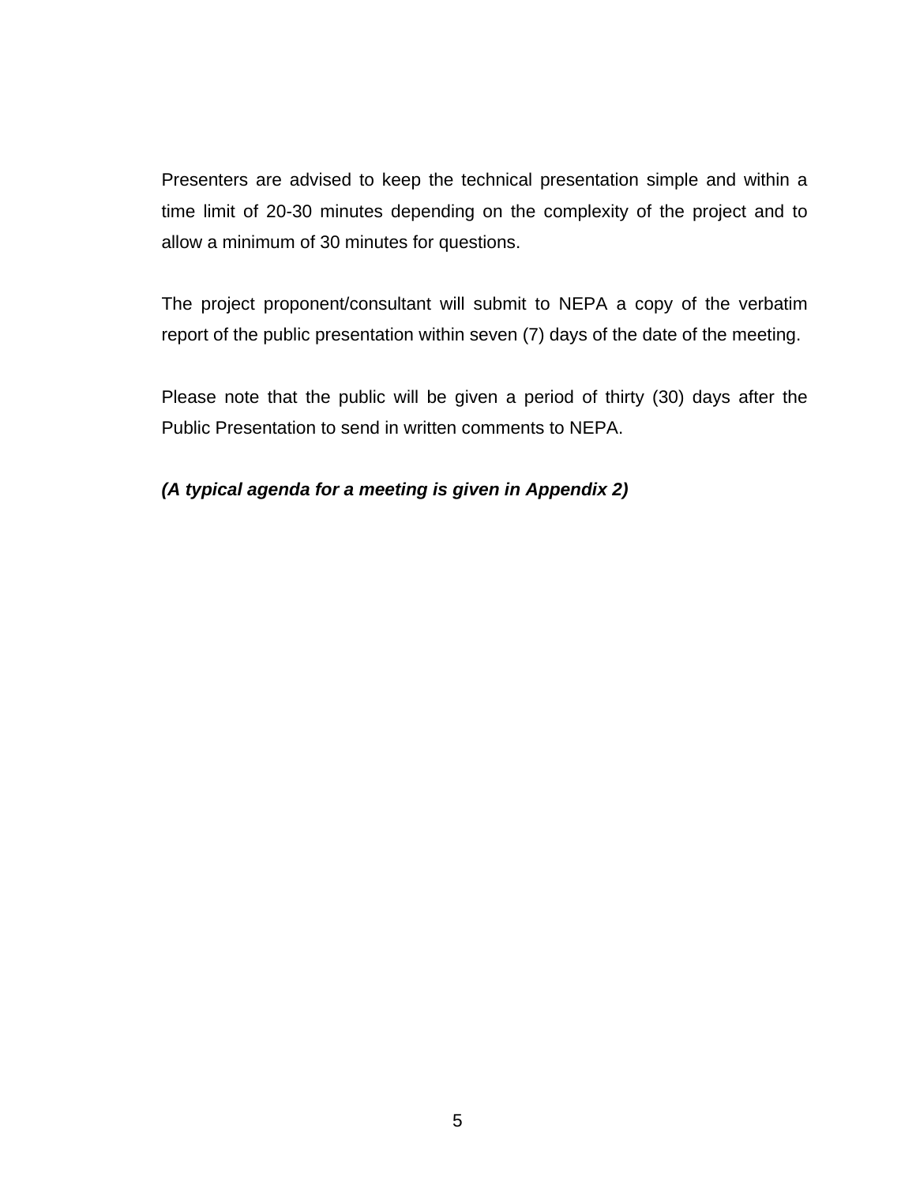Presenters are advised to keep the technical presentation simple and within a time limit of 20-30 minutes depending on the complexity of the project and to allow a minimum of 30 minutes for questions.

The project proponent/consultant will submit to NEPA a copy of the verbatim report of the public presentation within seven (7) days of the date of the meeting.

Please note that the public will be given a period of thirty (30) days after the Public Presentation to send in written comments to NEPA.

***(A typical agenda for a meeting is given in Appendix 2)***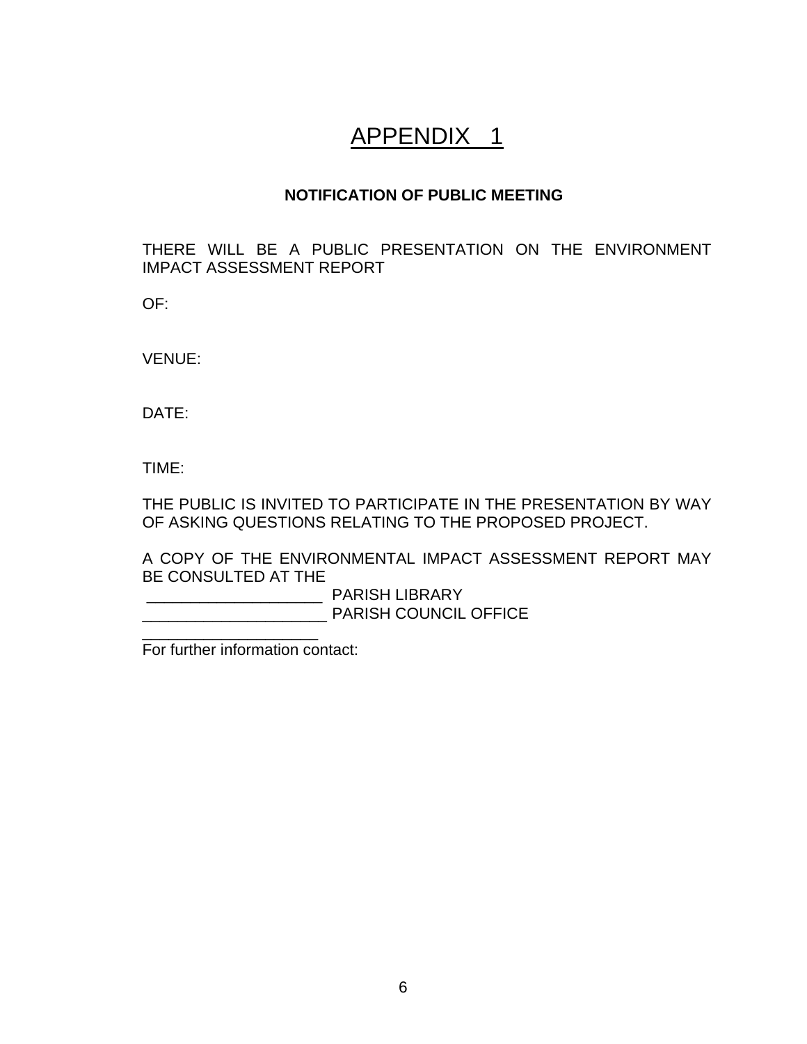# APPENDIX 1

**NOTIFICATION OF PUBLIC MEETING**

THERE WILL BE A PUBLIC PRESENTATION ON THE ENVIRONMENT IMPACT ASSESSMENT REPORT

OF:

VENUE:

DATE:

TIME:

THE PUBLIC IS INVITED TO PARTICIPATE IN THE PRESENTATION BY WAY OF ASKING QUESTIONS RELATING TO THE PROPOSED PROJECT.

A COPY OF THE ENVIRONMENTAL IMPACT ASSESSMENT REPORT MAY BE CONSULTED AT THE

____________________ PARISH LIBRARY

____________________ PARISH COUNCIL OFFICE

____________________

For further information contact: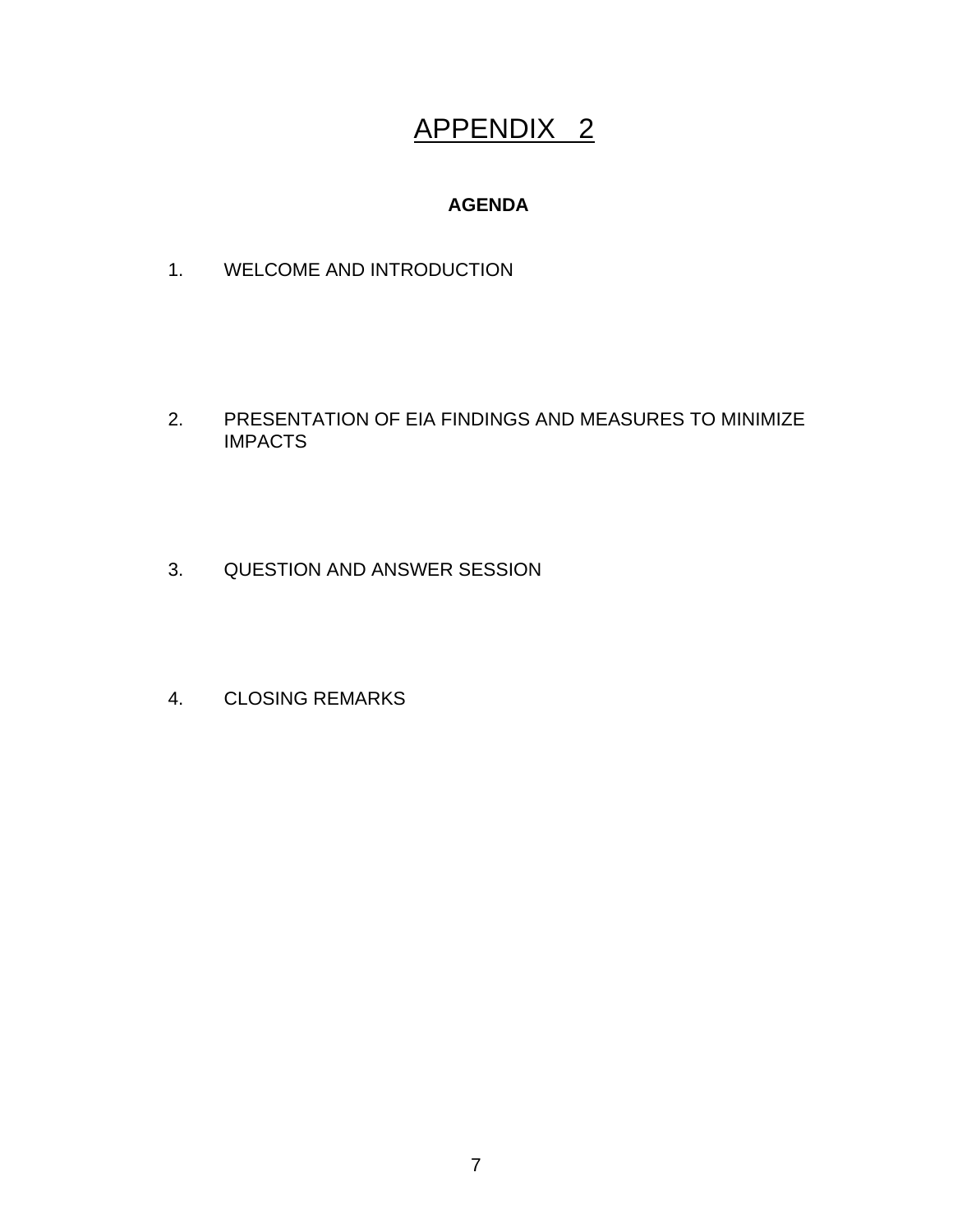# APPENDIX 2

**AGENDA**

1. WELCOME AND INTRODUCTION

2. PRESENTATION OF EIA FINDINGS AND MEASURES TO MINIMIZE IMPACTS

3. QUESTION AND ANSWER SESSION

4. CLOSING REMARKS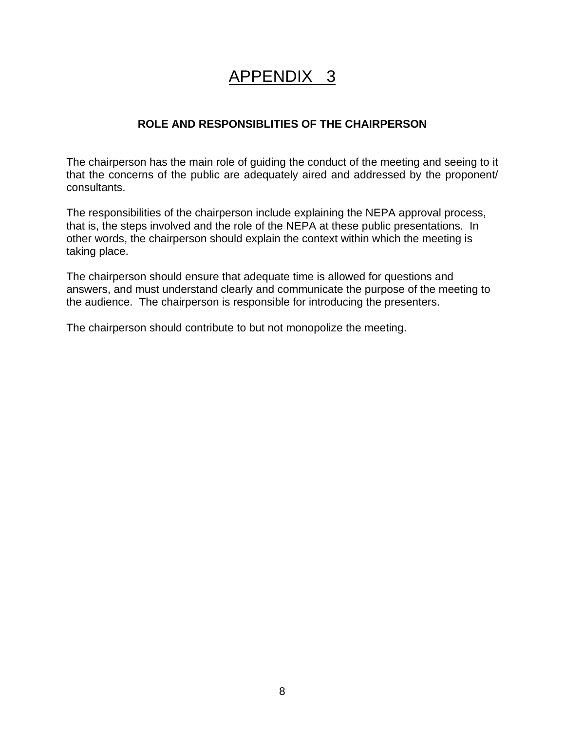# APPENDIX 3

## ROLE AND RESPONSIBLITIES OF THE CHAIRPERSON

The chairperson has the main role of guiding the conduct of the meeting and seeing to it that the concerns of the public are adequately aired and addressed by the proponent/ consultants.

The responsibilities of the chairperson include explaining the NEPA approval process, that is, the steps involved and the role of the NEPA at these public presentations. In other words, the chairperson should explain the context within which the meeting is taking place.

The chairperson should ensure that adequate time is allowed for questions and answers, and must understand clearly and communicate the purpose of the meeting to the audience. The chairperson is responsible for introducing the presenters.

The chairperson should contribute to but not monopolize the meeting.